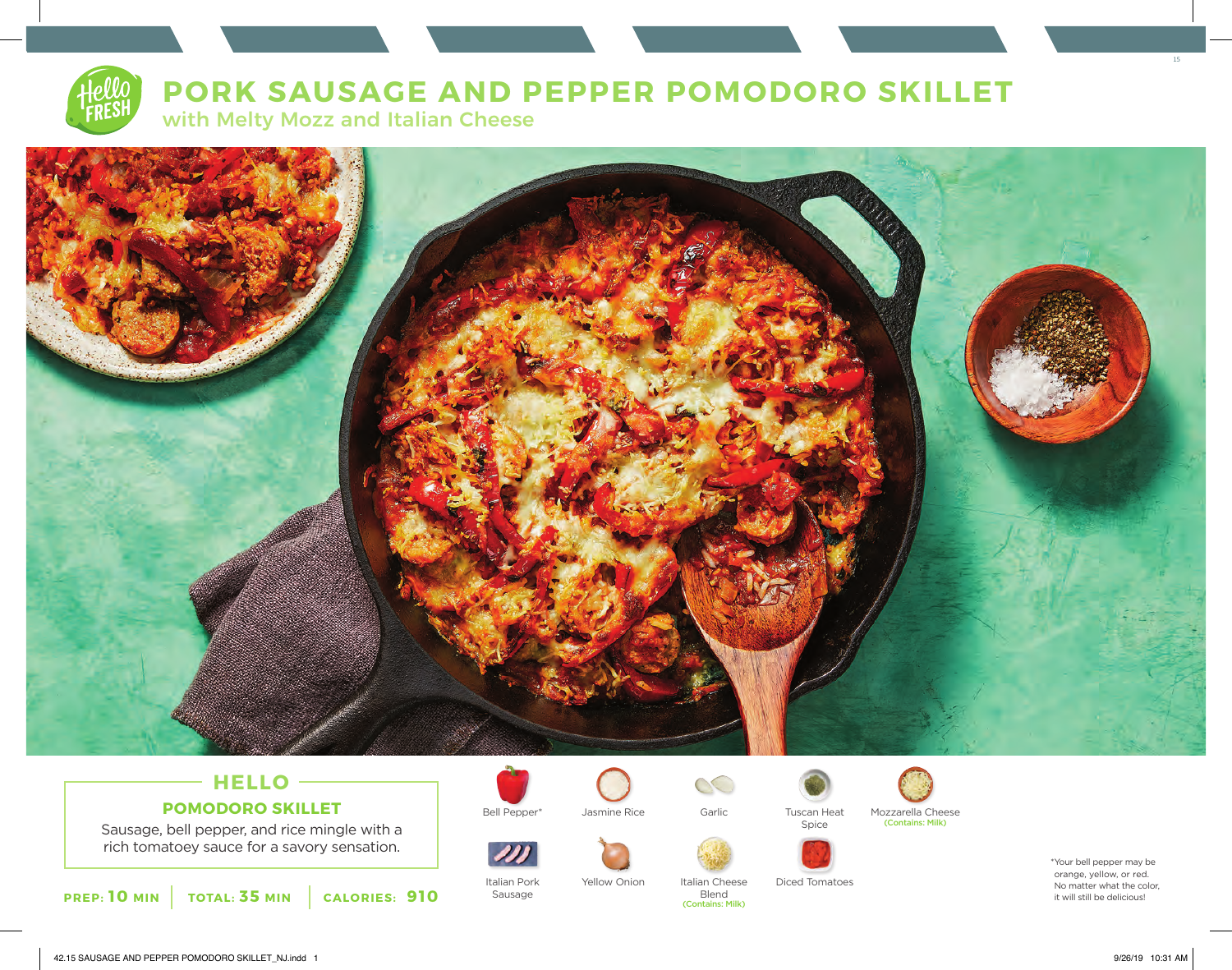# PORK SAUSAGE AND PEPPER POMODORO SKILLET

## with Melty Mozz and Italian Cheese

### HELLO

### POMODORO SKILLET

Sausage, bell pepper, and rice mingle with a rich tomatoey sauce for a savory sensation.

**PREP: 10 MIN** | **TOTAL: 35 MIN** | **CALORIES: 910**

- Bell Pepper*
- Jasmine Rice
- Garlic
- Tuscan Heat Spice
- Mozzarella Cheese (Contains: Milk)
- Italian Pork Sausage
- Yellow Onion
- Italian Cheese Blend (Contains: Milk)
- Diced Tomatoes

*Your bell pepper may be orange, yellow, or red. No matter what the color, it will still be delicious!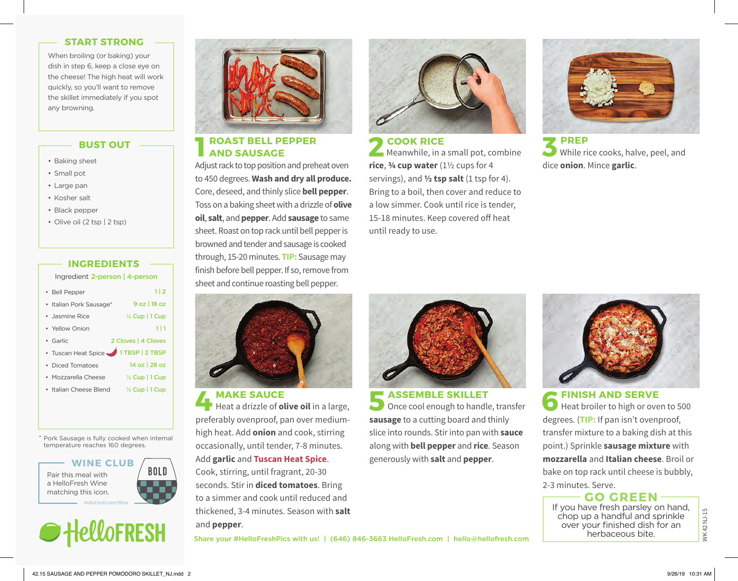## START STRONG

When broiling (or baking) your dish in step 6, keep a close eye on the cheese! The high heat will work quickly, so you'll want to remove the skillet immediately if you spot any browning.

## BUST OUT

- Baking sheet
- Small pot
- Large pan
- Kosher salt
- Black pepper
- Olive oil (2 tsp | 2 tsp)

## INGREDIENTS

| Ingredient | 2-person \| 4-person |
|---|---|
| Bell Pepper | 1 \| 2 |
| Italian Pork Sausage* | 9 oz \| 18 oz |
| Jasmine Rice | ½ Cup \| 1 Cup |
| Yellow Onion | 1 \| 1 |
| Garlic | 2 Cloves \| 4 Cloves |
| Tuscan Heat Spice | 1 TBSP \| 2 TBSP |
| Diced Tomatoes | 14 oz \| 28 oz |
| Mozzarella Cheese | ½ Cup \| 1 Cup |
| Italian Cheese Blend | ½ Cup \| 1 Cup |

* Pork Sausage is fully cooked when internal temperature reaches 160 degrees.

## WINE CLUB

Pair this meal with a HelloFresh Wine matching this icon.

BOLD

HelloFresh.com/Wine

HelloFRESH

## 1 ROAST BELL PEPPER AND SAUSAGE

Adjust rack to top position and preheat oven to 450 degrees. **Wash and dry all produce.** Core, deseed, and thinly slice **bell pepper**. Toss on a baking sheet with a drizzle of **olive oil**, **salt**, and **pepper**. Add **sausage** to same sheet. Roast on top rack until bell pepper is browned and tender and sausage is cooked through, 15-20 minutes. **TIP:** Sausage may finish before bell pepper. If so, remove from sheet and continue roasting bell pepper.

## 2 COOK RICE

Meanwhile, in a small pot, combine **rice**, **¾ cup water** (1½ cups for 4 servings), and **½ tsp salt** (1 tsp for 4). Bring to a boil, then cover and reduce to a low simmer. Cook until rice is tender, 15-18 minutes. Keep covered off heat until ready to use.

## 3 PREP

While rice cooks, halve, peel, and dice **onion**. Mince **garlic**.

## 4 MAKE SAUCE

Heat a drizzle of **olive oil** in a large, preferably ovenproof, pan over medium-high heat. Add **onion** and cook, stirring occasionally, until tender, 7-8 minutes. Add **garlic** and **Tuscan Heat Spice**. Cook, stirring, until fragrant, 20-30 seconds. Stir in **diced tomatoes**. Bring to a simmer and cook until reduced and thickened, 3-4 minutes. Season with **salt** and **pepper**.

## 5 ASSEMBLE SKILLET

Once cool enough to handle, transfer **sausage** to a cutting board and thinly slice into rounds. Stir into pan with **sauce** along with **bell pepper** and **rice**. Season generously with **salt** and **pepper**.

## 6 FINISH AND SERVE

Heat broiler to high or oven to 500 degrees. (**TIP:** If pan isn't ovenproof, transfer mixture to a baking dish at this point.) Sprinkle **sausage mixture** with **mozzarella** and **Italian cheese**. Broil or bake on top rack until cheese is bubbly, 2-3 minutes. Serve.

## GO GREEN

If you have fresh parsley on hand, chop up a handful and sprinkle over your finished dish for an herbaceous bite.

Share your #HelloFreshPics with us! | (646) 846-3663 HelloFresh.com | hello@hellofresh.com

WK 42 NJ-15